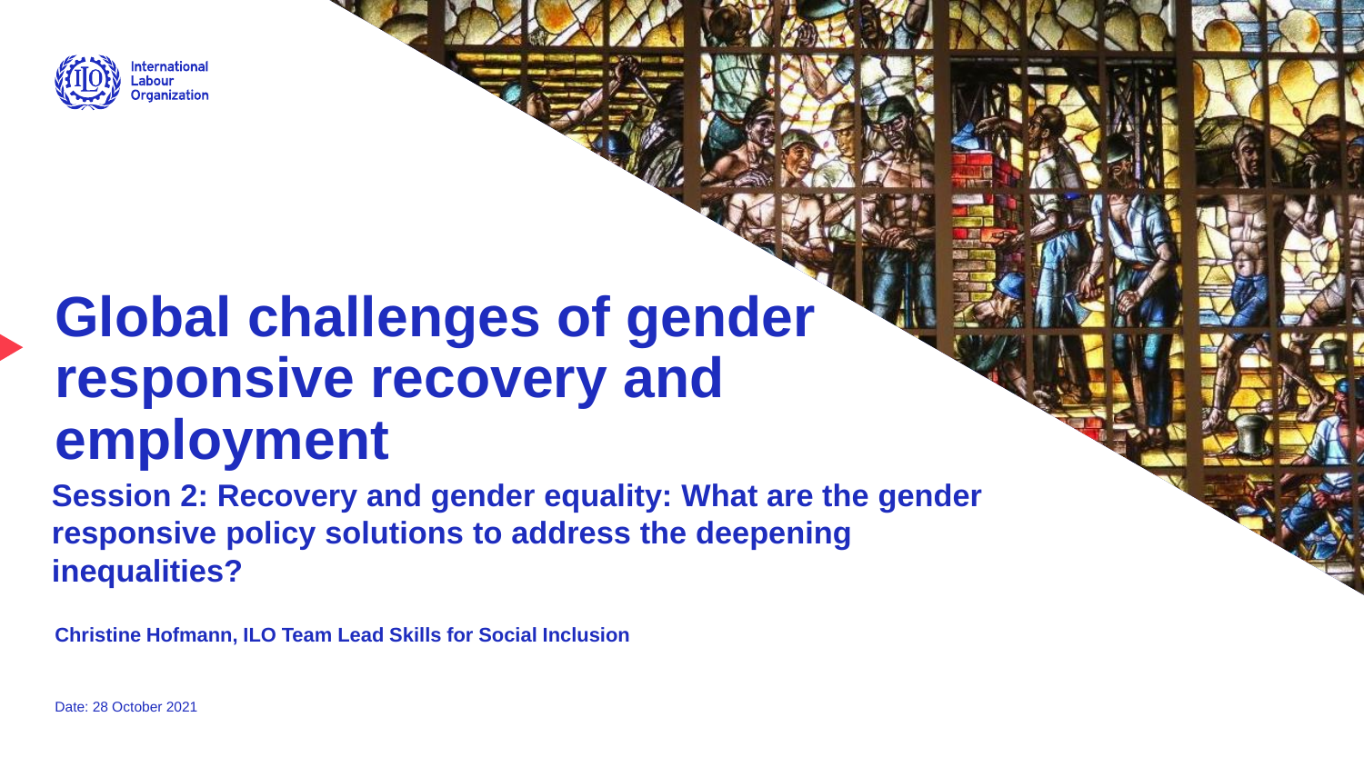International Labour Organization

# Global challenges of gender responsive recovery and employment

## Session 2: Recovery and gender equality: What are the gender responsive policy solutions to address the deepening inequalities?

**Christine Hofmann, ILO Team Lead Skills for Social Inclusion**

Date: 28 October 2021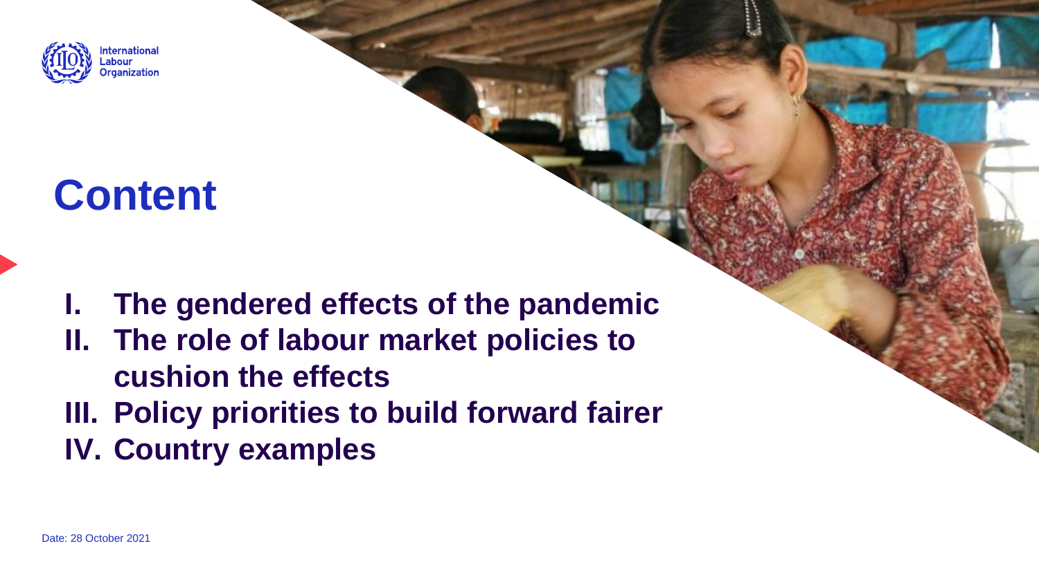# Content

I. The gendered effects of the pandemic
II. The role of labour market policies to cushion the effects
III. Policy priorities to build forward fairer
IV. Country examples

Date: 28 October 2021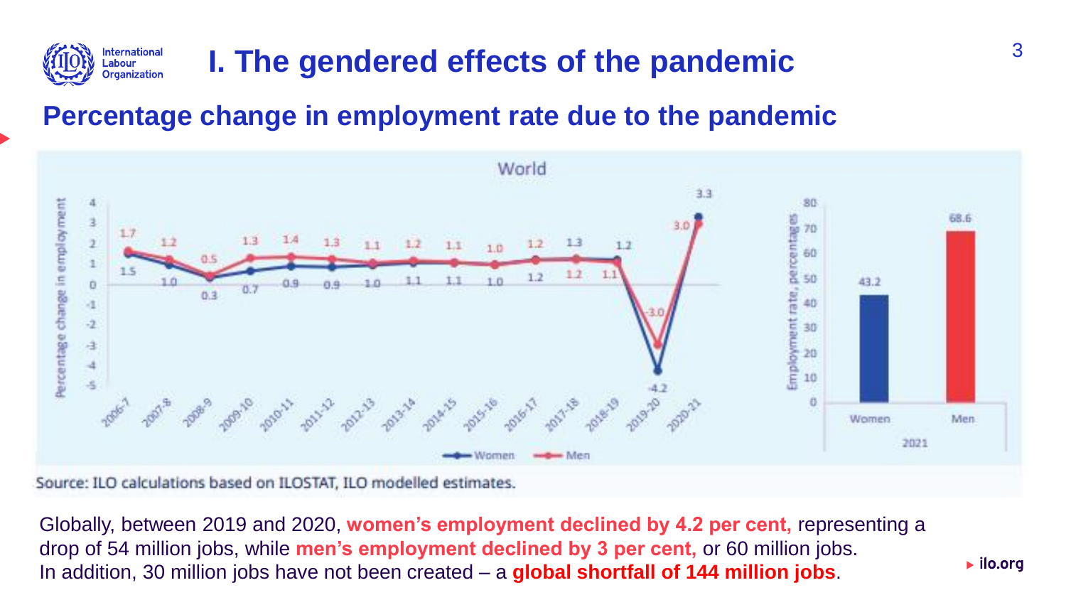# I. The gendered effects of the pandemic

## Percentage change in employment rate due to the pandemic

Source: ILO calculations based on ILOSTAT, ILO modelled estimates.

Globally, between 2019 and 2020, **women's employment declined by 4.2 per cent,** representing a drop of 54 million jobs, while **men's employment declined by 3 per cent,** or 60 million jobs. In addition, 30 million jobs have not been created – a **global shortfall of 144 million jobs**.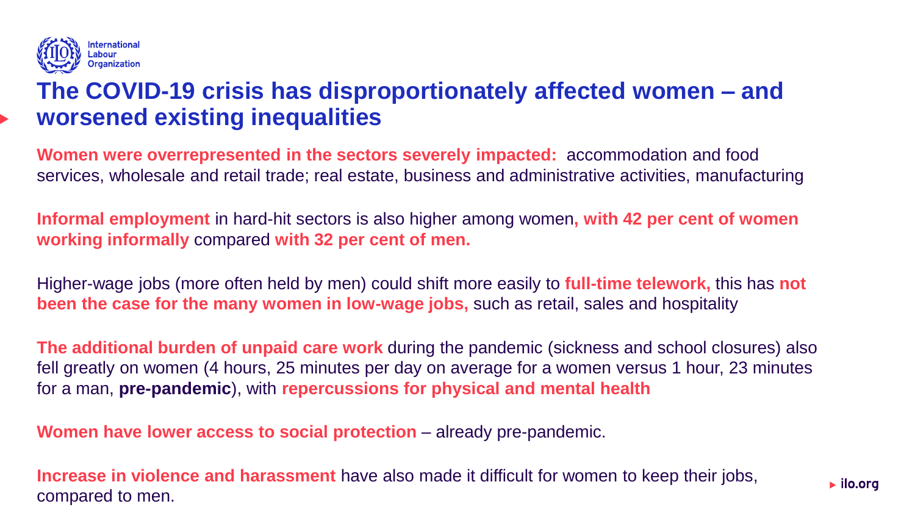# The COVID-19 crisis has disproportionately affected women – and worsened existing inequalities

**Women were overrepresented in the sectors severely impacted:** accommodation and food services, wholesale and retail trade; real estate, business and administrative activities, manufacturing

**Informal employment** in hard-hit sectors is also higher among women**, with 42 per cent of women working informally** compared **with 32 per cent of men.**

Higher-wage jobs (more often held by men) could shift more easily to **full-time telework,** this has **not been the case for the many women in low-wage jobs,** such as retail, sales and hospitality

**The additional burden of unpaid care work** during the pandemic (sickness and school closures) also fell greatly on women (4 hours, 25 minutes per day on average for a women versus 1 hour, 23 minutes for a man, **pre-pandemic**), with **repercussions for physical and mental health**

**Women have lower access to social protection** – already pre-pandemic.

**Increase in violence and harassment** have also made it difficult for women to keep their jobs, compared to men.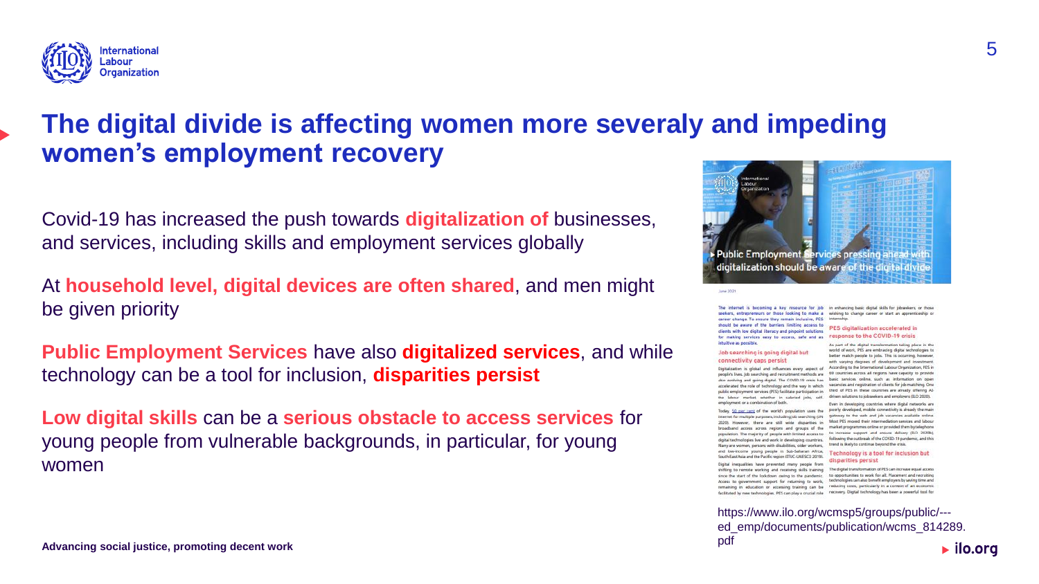# The digital divide is affecting women more severaly and impeding women's employment recovery

Covid-19 has increased the push towards **digitalization of** businesses, and services, including skills and employment services globally

At **household level, digital devices are often shared**, and men might be given priority

**Public Employment Services** have also **digitalized services**, and while technology can be a tool for inclusion, **disparities persist**

**Low digital skills** can be a **serious obstacle to access services** for young people from vulnerable backgrounds, in particular, for young women

https://www.ilo.org/wcmsp5/groups/public/---ed_emp/documents/publication/wcms_814289.pdf

Advancing social justice, promoting decent work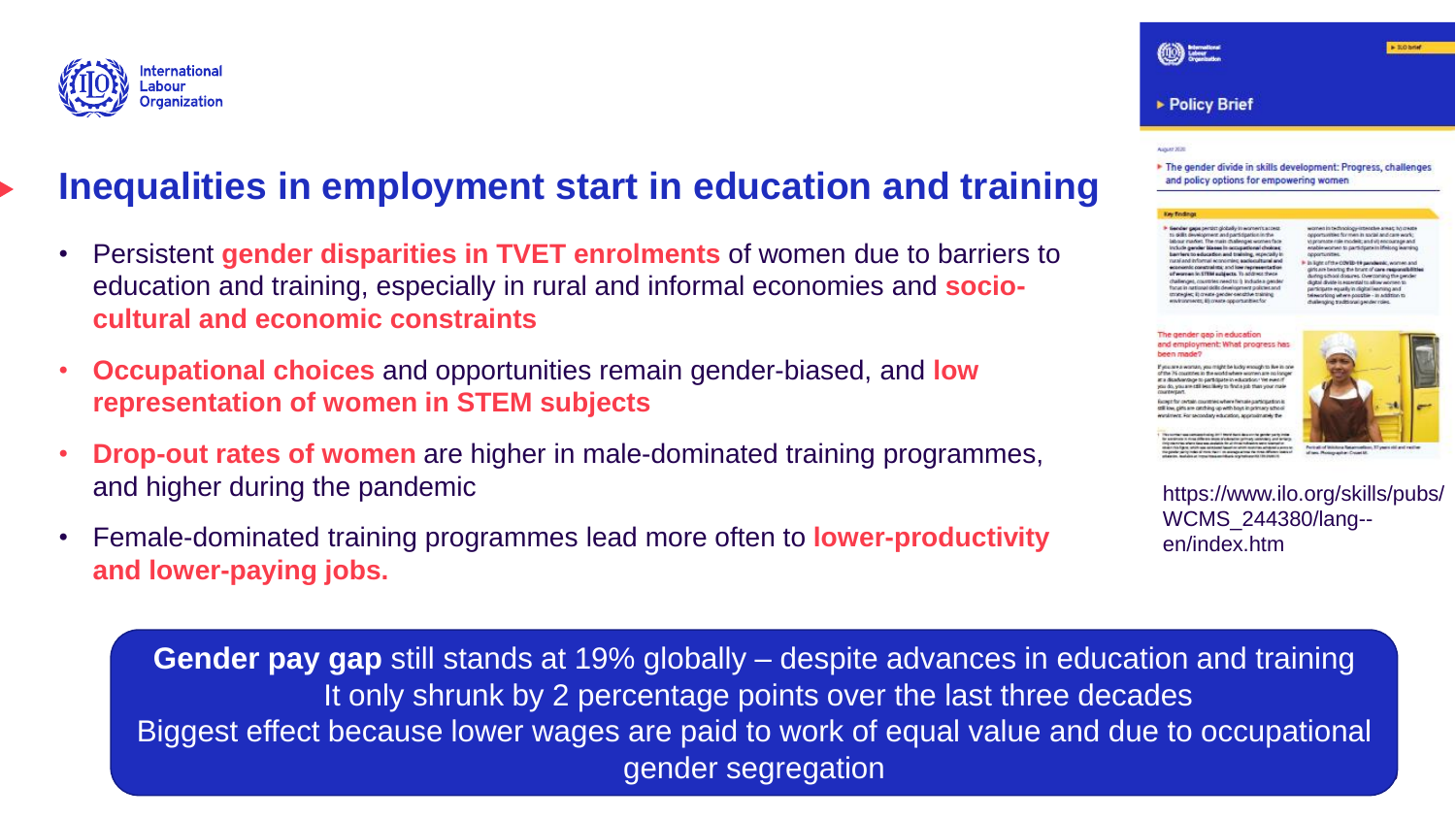# Inequalities in employment start in education and training

- Persistent **gender disparities in TVET enrolments** of women due to barriers to education and training, especially in rural and informal economies and **socio-cultural and economic constraints**
- **Occupational choices** and opportunities remain gender-biased, and **low representation of women in STEM subjects**
- **Drop-out rates of women** are higher in male-dominated training programmes, and higher during the pandemic
- Female-dominated training programmes lead more often to **lower-productivity and lower-paying jobs.**

https://www.ilo.org/skills/pubs/WCMS_244380/lang--en/index.htm

**Gender pay gap** still stands at 19% globally – despite advances in education and training
It only shrunk by 2 percentage points over the last three decades
Biggest effect because lower wages are paid to work of equal value and due to occupational gender segregation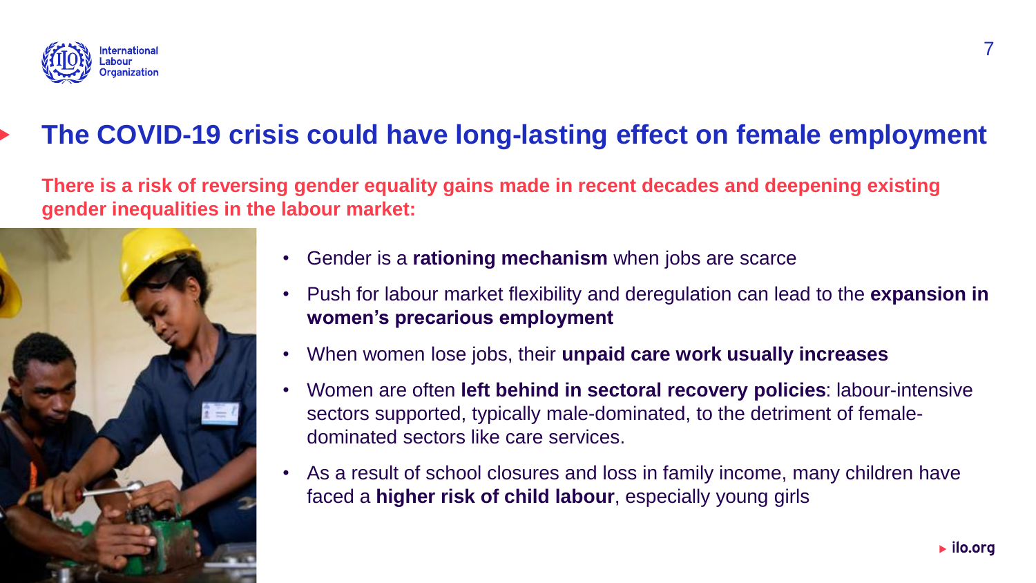# The COVID-19 crisis could have long-lasting effect on female employment

**There is a risk of reversing gender equality gains made in recent decades and deepening existing gender inequalities in the labour market:**

- Gender is a **rationing mechanism** when jobs are scarce
- Push for labour market flexibility and deregulation can lead to the **expansion in women's precarious employment**
- When women lose jobs, their **unpaid care work usually increases**
- Women are often **left behind in sectoral recovery policies**: labour-intensive sectors supported, typically male-dominated, to the detriment of female-dominated sectors like care services.
- As a result of school closures and loss in family income, many children have faced a **higher risk of child labour**, especially young girls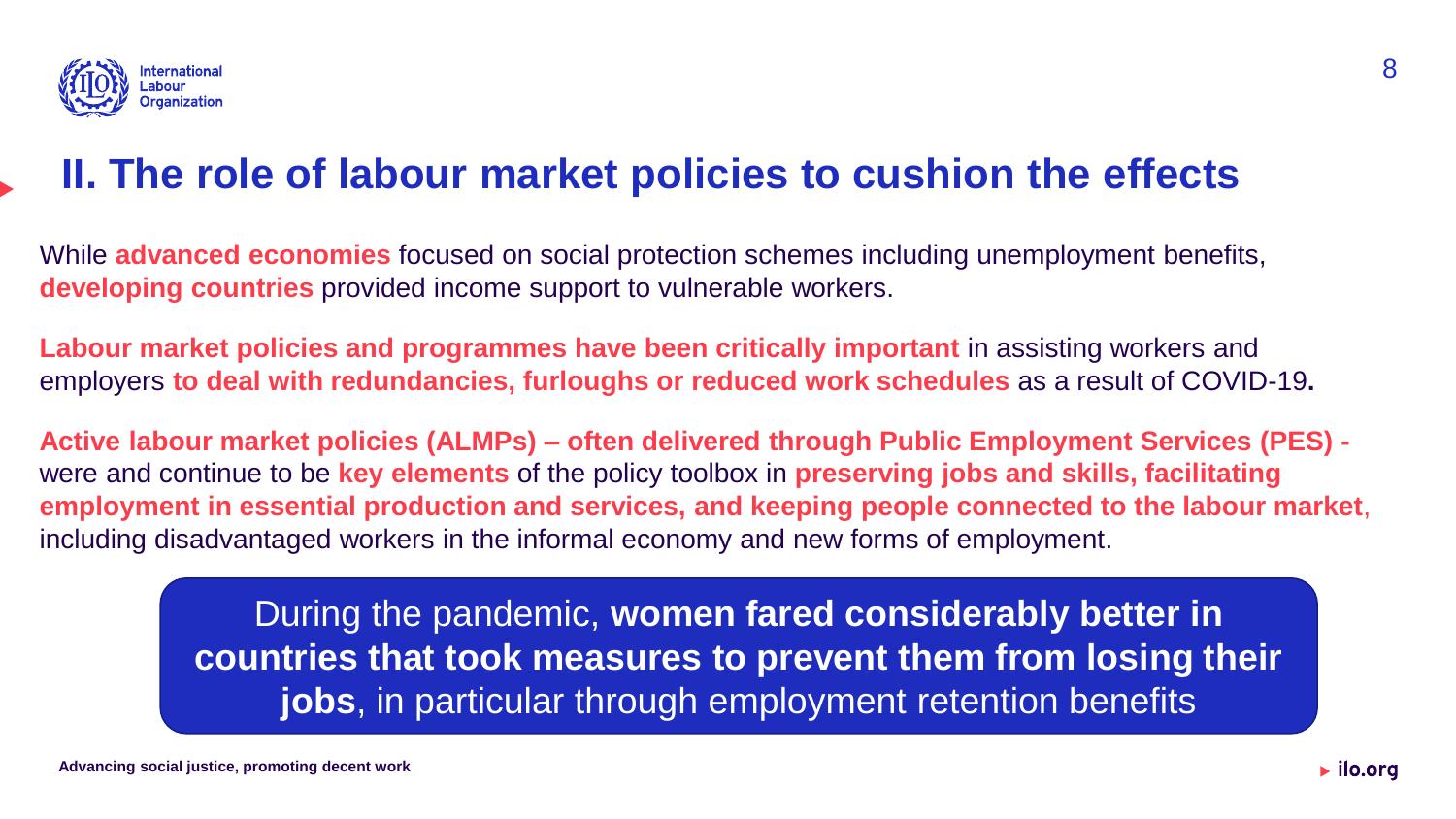## II. The role of labour market policies to cushion the effects

While **advanced economies** focused on social protection schemes including unemployment benefits, **developing countries** provided income support to vulnerable workers.

**Labour market policies and programmes have been critically important** in assisting workers and employers **to deal with redundancies, furloughs or reduced work schedules** as a result of COVID-19**.**

**Active labour market policies (ALMPs) – often delivered through Public Employment Services (PES) -** were and continue to be **key elements** of the policy toolbox in **preserving jobs and skills, facilitating employment in essential production and services, and keeping people connected to the labour market**, including disadvantaged workers in the informal economy and new forms of employment.

> During the pandemic, **women fared considerably better in countries that took measures to prevent them from losing their jobs**, in particular through employment retention benefits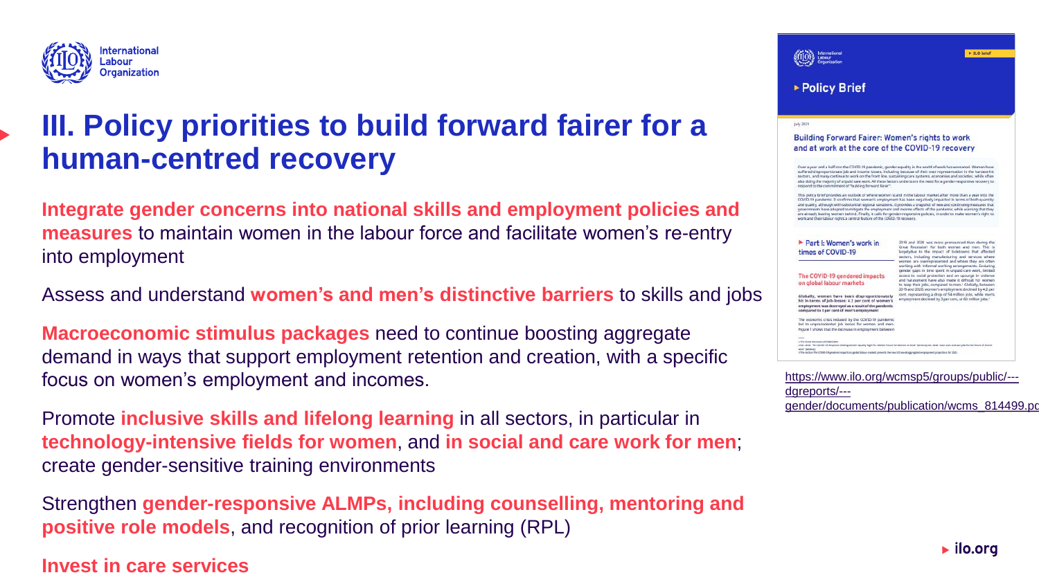# III. Policy priorities to build forward fairer for a human-centred recovery

**Integrate gender concerns into national skills and employment policies and measures** to maintain women in the labour force and facilitate women's re-entry into employment

Assess and understand **women's and men's distinctive barriers** to skills and jobs

**Macroeconomic stimulus packages** need to continue boosting aggregate demand in ways that support employment retention and creation, with a specific focus on women's employment and incomes.

Promote **inclusive skills and lifelong learning** in all sectors, in particular in **technology-intensive fields for women**, and **in social and care work for men**; create gender-sensitive training environments

Strengthen **gender-responsive ALMPs, including counselling, mentoring and positive role models**, and recognition of prior learning (RPL)

**Invest in care services**

https://www.ilo.org/wcmsp5/groups/public/---dgreports/---gender/documents/publication/wcms_814499.pd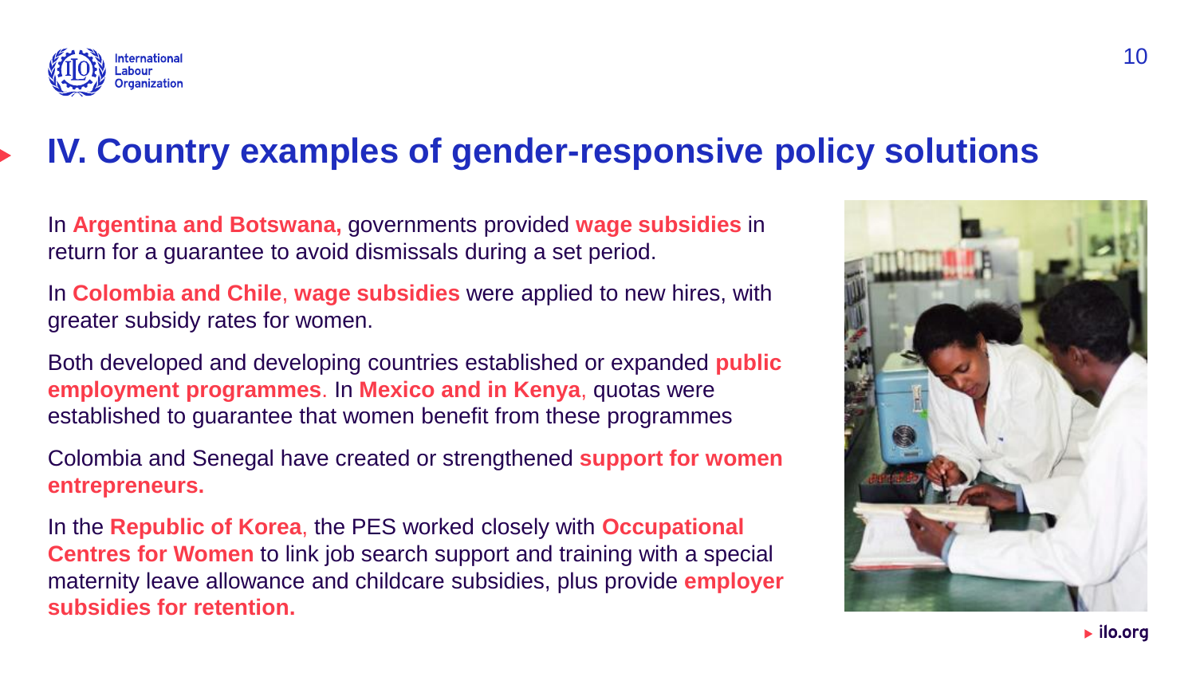# IV. Country examples of gender-responsive policy solutions

In **Argentina and Botswana,** governments provided **wage subsidies** in return for a guarantee to avoid dismissals during a set period.

In **Colombia and Chile**, **wage subsidies** were applied to new hires, with greater subsidy rates for women.

Both developed and developing countries established or expanded **public employment programmes**. In **Mexico and in Kenya**, quotas were established to guarantee that women benefit from these programmes

Colombia and Senegal have created or strengthened **support for women entrepreneurs.**

In the **Republic of Korea**, the PES worked closely with **Occupational Centres for Women** to link job search support and training with a special maternity leave allowance and childcare subsidies, plus provide **employer subsidies for retention.**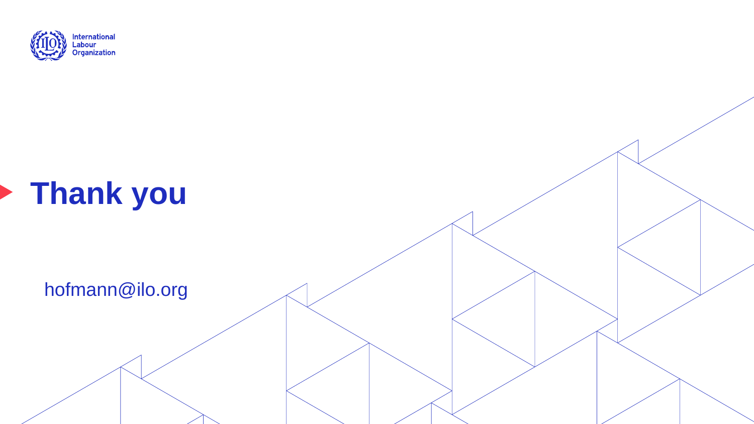International Labour Organization

# Thank you

hofmann@ilo.org